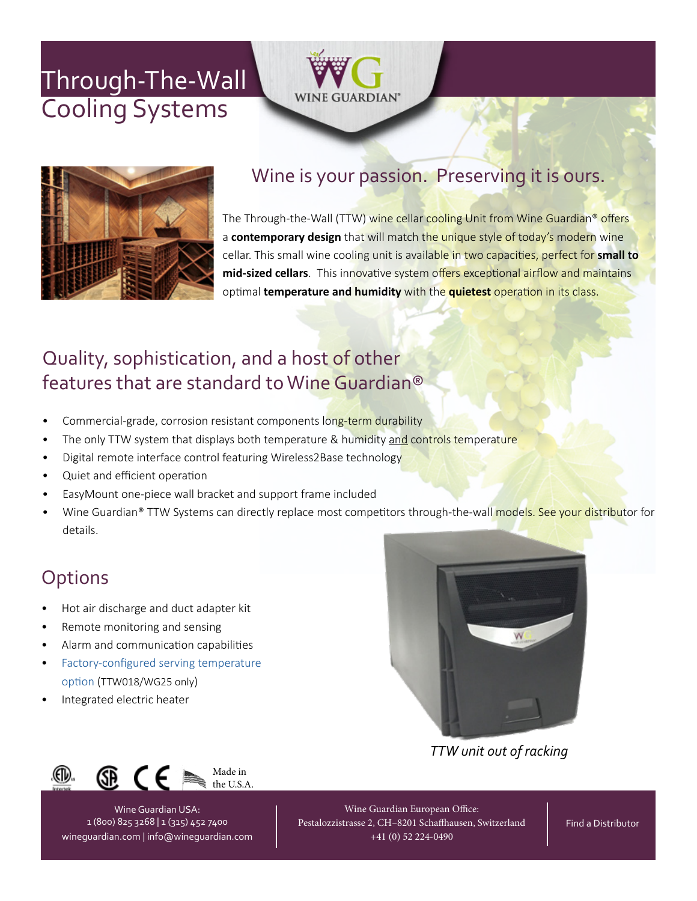// Through-The-Wall Cooling Systems

# Through-The-Wall Cooling Systems

## Wine is your passion. Preserving it is ours.

The Through-the-Wall (TTW) wine cellar cooling Unit from Wine Guardian® offers a **contemporary design** that will match the unique style of today's modern wine cellar. This small wine cooling unit is available in two capacities, perfect for **small to mid-sized cellars**. This innovative system offers exceptional airflow and maintains optimal **temperature and humidity** with the **quietest** operation in its class.

## Quality, sophistication, and a host of other features that are standard to Wine Guardian®

- Commercial-grade, corrosion resistant components long-term durability
- The only TTW system that displays both temperature & humidity and controls temperature
- Digital remote interface control featuring Wireless2Base technology
- Quiet and efficient operation
- EasyMount one-piece wall bracket and support frame included
- Wine Guardian® TTW Systems can directly replace most competitors through-the-wall models. See your distributor for details.

## Options

- Hot air discharge and duct adapter kit
- Remote monitoring and sensing
- Alarm and communication capabilities
- Factory-configured serving temperature option (TTW018/WG25 only)
- Integrated electric heater

*TTW unit out of racking*

Made in the U.S.A.

Wine Guardian USA:
1 (800) 825 3268 | 1 (315) 452 7400
wineguardian.com | info@wineguardian.com

Wine Guardian European Office:
Pestalozzistrasse 2, CH–8201 Schaffhausen, Switzerland
+41 (0) 52 224-0490

Find a Distributor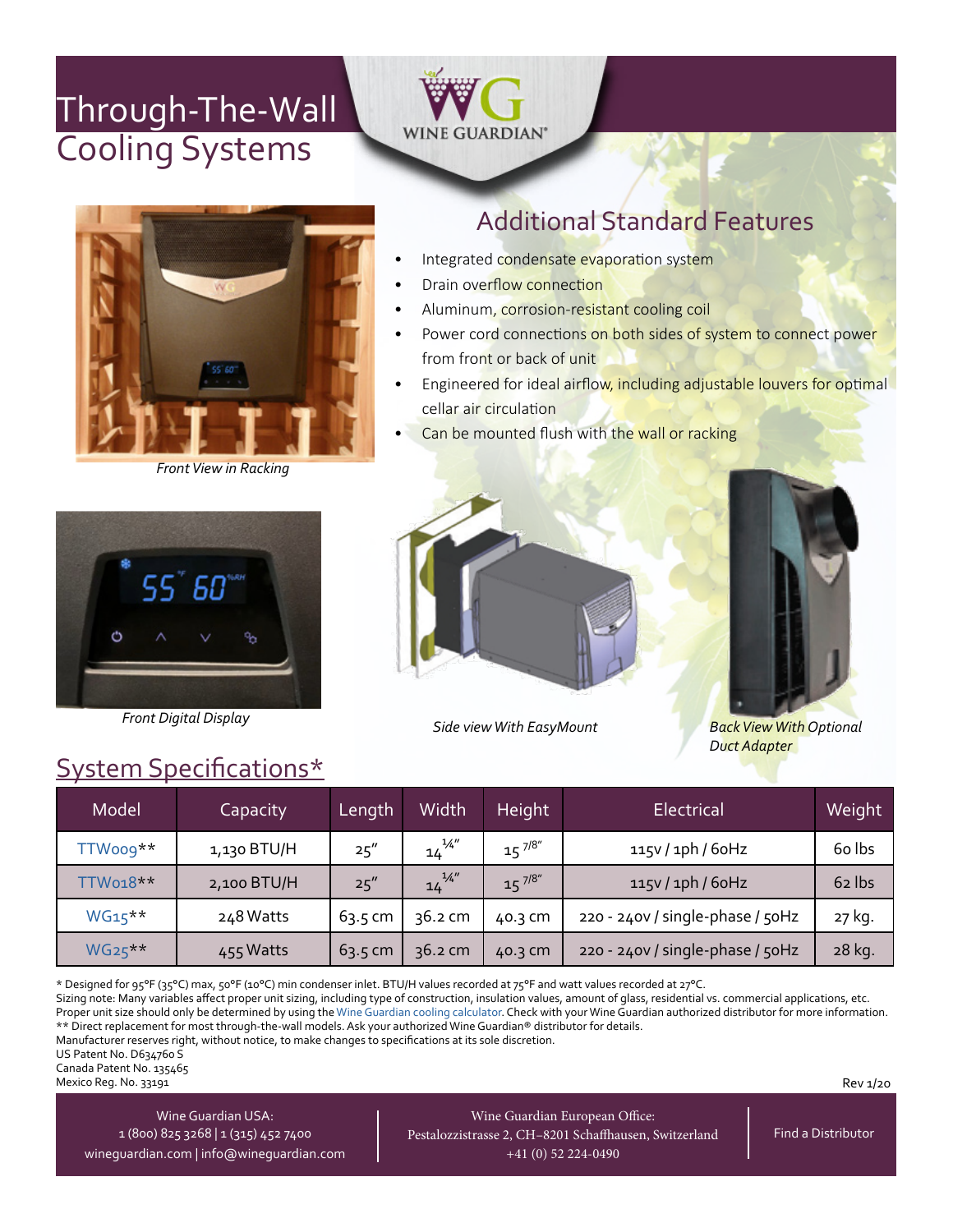# Through-The-Wall Cooling Systems

WINE GUARDIAN®

Front View in Racking

## Additional Standard Features

- Integrated condensate evaporation system
- Drain overflow connection
- Aluminum, corrosion-resistant cooling coil
- Power cord connections on both sides of system to connect power from front or back of unit
- Engineered for ideal airflow, including adjustable louvers for optimal cellar air circulation
- Can be mounted flush with the wall or racking

Front Digital Display

Side view With EasyMount

Back View With Optional Duct Adapter

## System Specifications*

| Model | Capacity | Length | Width | Height | Electrical | Weight |
|---|---|---|---|---|---|---|
| TTW009** | 1,130 BTU/H | 25″ | 14 ¼″ | 15 7/8″ | 115v / 1ph / 60Hz | 60 lbs |
| TTW018** | 2,100 BTU/H | 25″ | 14 ¼″ | 15 7/8″ | 115v / 1ph / 60Hz | 62 lbs |
| WG15** | 248 Watts | 63.5 cm | 36.2 cm | 40.3 cm | 220 - 240v / single-phase / 50Hz | 27 kg. |
| WG25** | 455 Watts | 63.5 cm | 36.2 cm | 40.3 cm | 220 - 240v / single-phase / 50Hz | 28 kg. |

* Designed for 95°F (35°C) max, 50°F (10°C) min condenser inlet. BTU/H values recorded at 75°F and watt values recorded at 27°C.
Sizing note: Many variables affect proper unit sizing, including type of construction, insulation values, amount of glass, residential vs. commercial applications, etc. Proper unit size should only be determined by using the Wine Guardian cooling calculator. Check with your Wine Guardian authorized distributor for more information.
** Direct replacement for most through-the-wall models. Ask your authorized Wine Guardian® distributor for details.
Manufacturer reserves right, without notice, to make changes to specifications at its sole discretion.
US Patent No. D634760 S
Canada Patent No. 135465
Mexico Reg. No. 33191

Rev 1/20

Wine Guardian USA:
1 (800) 825 3268 | 1 (315) 452 7400
wineguardian.com | info@wineguardian.com

Wine Guardian European Office:
Pestalozzistrasse 2, CH–8201 Schaffhausen, Switzerland
+41 (0) 52 224-0490

Find a Distributor